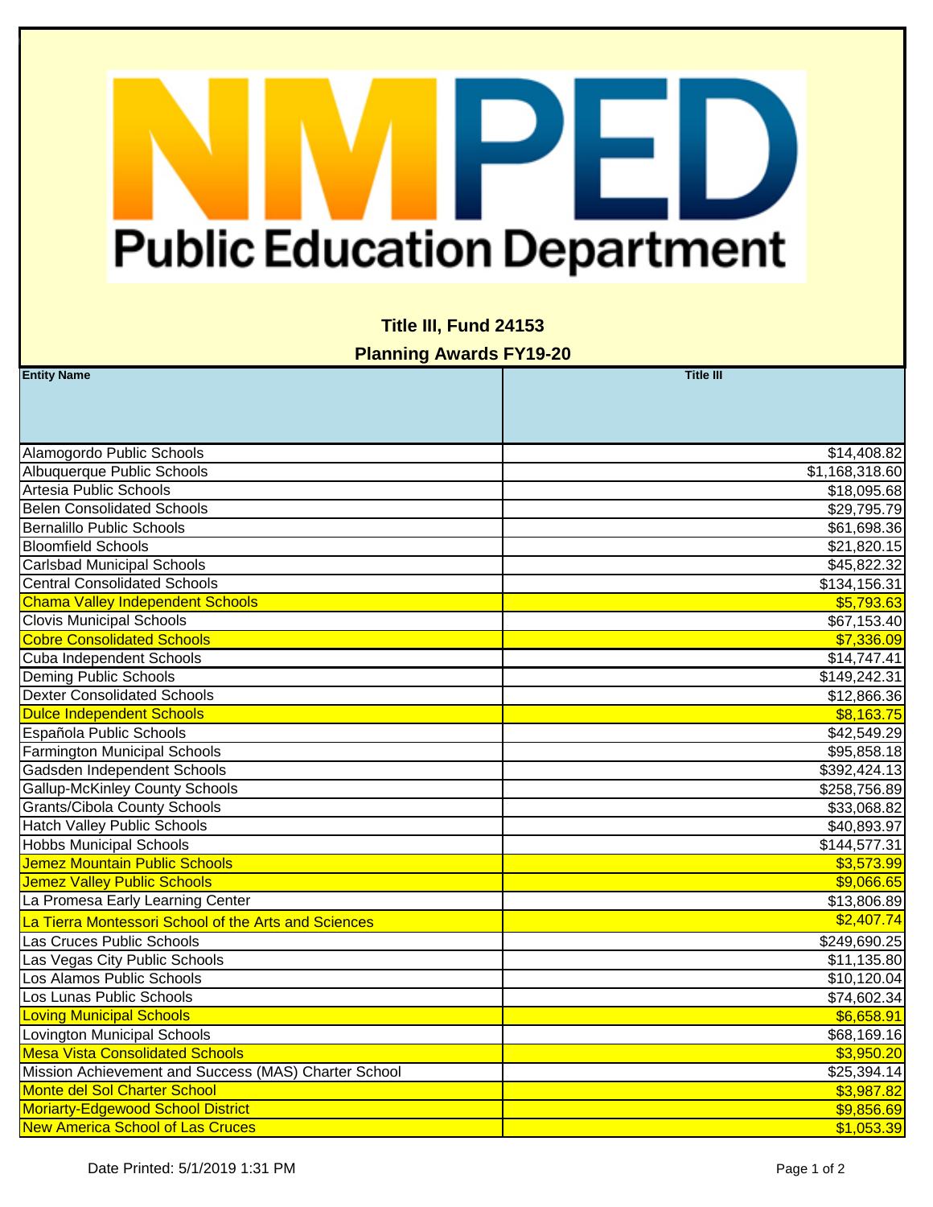NMPED Public Education Department

## Title III, Fund 24153

## Planning Awards FY19-20

| Entity Name | Title III |
|---|---|
| Alamogordo Public Schools | $14,408.82 |
| Albuquerque Public Schools | $1,168,318.60 |
| Artesia Public Schools | $18,095.68 |
| Belen Consolidated Schools | $29,795.79 |
| Bernalillo Public Schools | $61,698.36 |
| Bloomfield Schools | $21,820.15 |
| Carlsbad Municipal Schools | $45,822.32 |
| Central Consolidated Schools | $134,156.31 |
| Chama Valley Independent Schools | $5,793.63 |
| Clovis Municipal Schools | $67,153.40 |
| Cobre Consolidated Schools | $7,336.09 |
| Cuba Independent Schools | $14,747.41 |
| Deming Public Schools | $149,242.31 |
| Dexter Consolidated Schools | $12,866.36 |
| Dulce Independent Schools | $8,163.75 |
| Española Public Schools | $42,549.29 |
| Farmington Municipal Schools | $95,858.18 |
| Gadsden Independent Schools | $392,424.13 |
| Gallup-McKinley County Schools | $258,756.89 |
| Grants/Cibola County Schools | $33,068.82 |
| Hatch Valley Public Schools | $40,893.97 |
| Hobbs Municipal Schools | $144,577.31 |
| Jemez Mountain Public Schools | $3,573.99 |
| Jemez Valley Public Schools | $9,066.65 |
| La Promesa Early Learning Center | $13,806.89 |
| La Tierra Montessori School of the Arts and Sciences | $2,407.74 |
| Las Cruces Public Schools | $249,690.25 |
| Las Vegas City Public Schools | $11,135.80 |
| Los Alamos Public Schools | $10,120.04 |
| Los Lunas Public Schools | $74,602.34 |
| Loving Municipal Schools | $6,658.91 |
| Lovington Municipal Schools | $68,169.16 |
| Mesa Vista Consolidated Schools | $3,950.20 |
| Mission Achievement and Success (MAS) Charter School | $25,394.14 |
| Monte del Sol Charter School | $3,987.82 |
| Moriarty-Edgewood School District | $9,856.69 |
| New America School of Las Cruces | $1,053.39 |

Date Printed: 5/1/2019 1:31 PM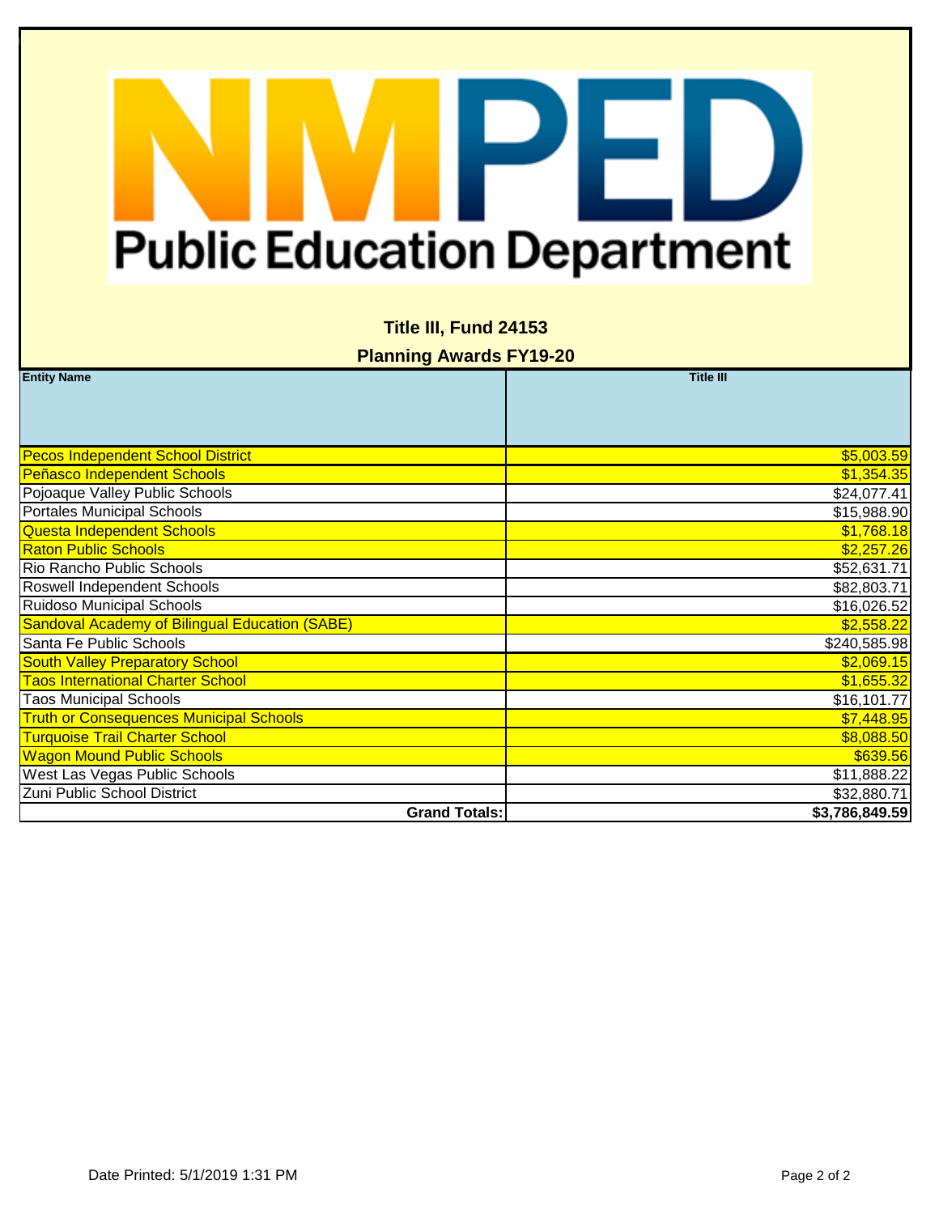# Public Education Department

## Title III, Fund 24153

## Planning Awards FY19-20

| Entity Name | Title III |
|---|---|
| Pecos Independent School District | $5,003.59 |
| Peñasco Independent Schools | $1,354.35 |
| Pojoaque Valley Public Schools | $24,077.41 |
| Portales Municipal Schools | $15,988.90 |
| Questa Independent Schools | $1,768.18 |
| Raton Public Schools | $2,257.26 |
| Rio Rancho Public Schools | $52,631.71 |
| Roswell Independent Schools | $82,803.71 |
| Ruidoso Municipal Schools | $16,026.52 |
| Sandoval Academy of Bilingual Education (SABE) | $2,558.22 |
| Santa Fe Public Schools | $240,585.98 |
| South Valley Preparatory School | $2,069.15 |
| Taos International Charter School | $1,655.32 |
| Taos Municipal Schools | $16,101.77 |
| Truth or Consequences Municipal Schools | $7,448.95 |
| Turquoise Trail Charter School | $8,088.50 |
| Wagon Mound Public Schools | $639.56 |
| West Las Vegas Public Schools | $11,888.22 |
| Zuni Public School District | $32,880.71 |
| **Grand Totals:** | **$3,786,849.59** |

Date Printed: 5/1/2019 1:31 PM